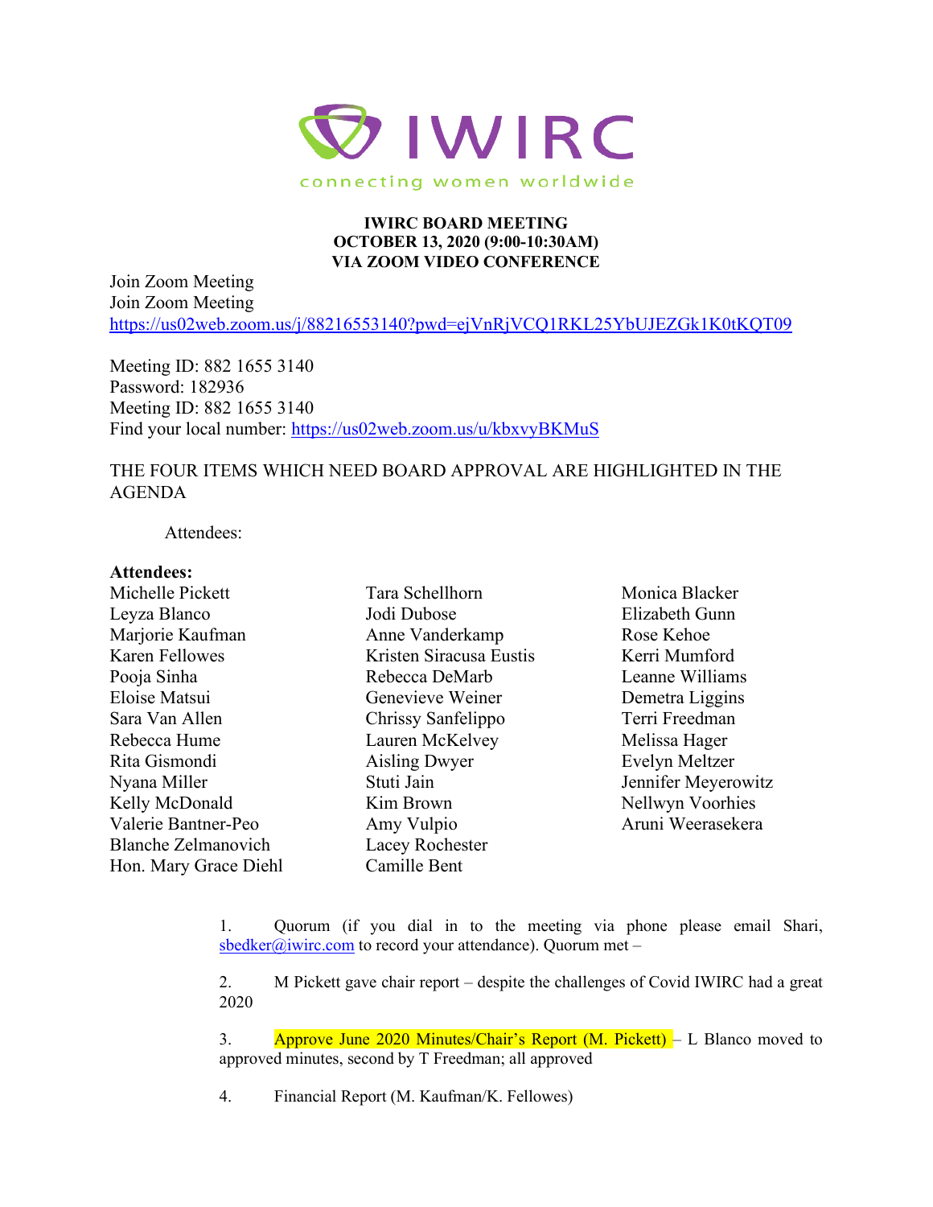IWIRC

connecting women worldwide

**IWIRC BOARD MEETING**
**OCTOBER 13, 2020 (9:00-10:30AM)**
**VIA ZOOM VIDEO CONFERENCE**

Join Zoom Meeting
Join Zoom Meeting
https://us02web.zoom.us/j/88216553140?pwd=ejVnRjVCQ1RKL25YbUJEZGk1K0tKQT09

Meeting ID: 882 1655 3140
Password: 182936
Meeting ID: 882 1655 3140
Find your local number: https://us02web.zoom.us/u/kbxvyBKMuS

THE FOUR ITEMS WHICH NEED BOARD APPROVAL ARE HIGHLIGHTED IN THE AGENDA

Attendees:

**Attendees:**

Michelle Pickett
Leyza Blanco
Marjorie Kaufman
Karen Fellowes
Pooja Sinha
Eloise Matsui
Sara Van Allen
Rebecca Hume
Rita Gismondi
Nyana Miller
Kelly McDonald
Valerie Bantner-Peo
Blanche Zelmanovich
Hon. Mary Grace Diehl
Tara Schellhorn
Jodi Dubose
Anne Vanderkamp
Kristen Siracusa Eustis
Rebecca DeMarb
Genevieve Weiner
Chrissy Sanfelippo
Lauren McKelvey
Aisling Dwyer
Stuti Jain
Kim Brown
Amy Vulpio
Lacey Rochester
Camille Bent
Monica Blacker
Elizabeth Gunn
Rose Kehoe
Kerri Mumford
Leanne Williams
Demetra Liggins
Terri Freedman
Melissa Hager
Evelyn Meltzer
Jennifer Meyerowitz
Nellwyn Voorhies
Aruni Weerasekera

1. Quorum (if you dial in to the meeting via phone please email Shari, sbedker@iwirc.com to record your attendance). Quorum met –

2. M Pickett gave chair report – despite the challenges of Covid IWIRC had a great 2020

3. Approve June 2020 Minutes/Chair's Report (M. Pickett) – L Blanco moved to approved minutes, second by T Freedman; all approved

4. Financial Report (M. Kaufman/K. Fellowes)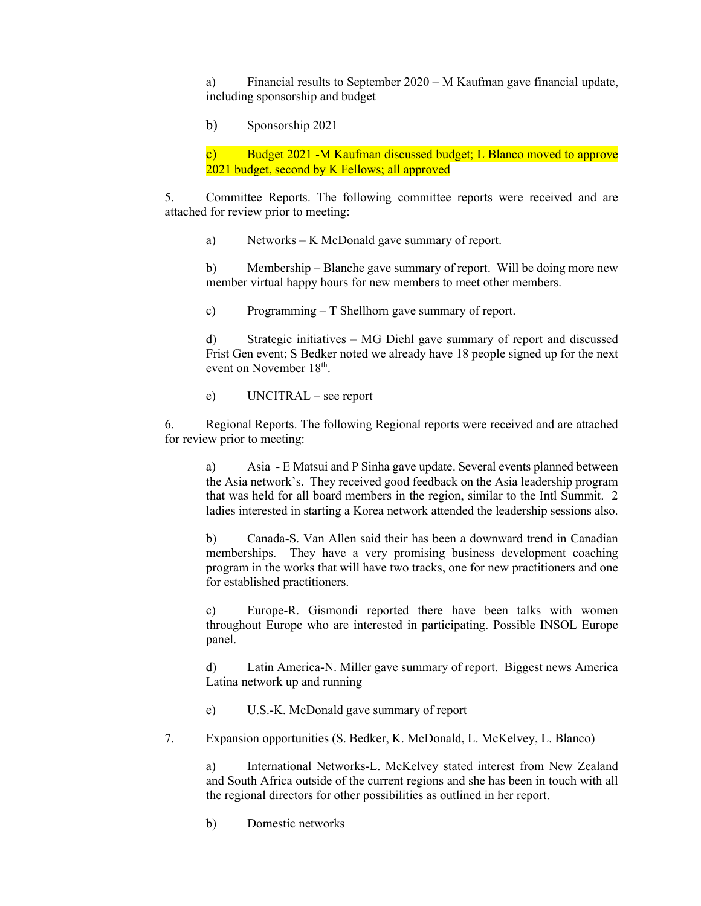a) Financial results to September 2020 – M Kaufman gave financial update, including sponsorship and budget

b) Sponsorship 2021

c) Budget 2021 -M Kaufman discussed budget; L Blanco moved to approve 2021 budget, second by K Fellows; all approved

5. Committee Reports. The following committee reports were received and are attached for review prior to meeting:

a) Networks – K McDonald gave summary of report.

b) Membership – Blanche gave summary of report. Will be doing more new member virtual happy hours for new members to meet other members.

c) Programming – T Shellhorn gave summary of report.

d) Strategic initiatives – MG Diehl gave summary of report and discussed Frist Gen event; S Bedker noted we already have 18 people signed up for the next event on November 18th.

e) UNCITRAL – see report

6. Regional Reports. The following Regional reports were received and are attached for review prior to meeting:

a) Asia - E Matsui and P Sinha gave update. Several events planned between the Asia network's. They received good feedback on the Asia leadership program that was held for all board members in the region, similar to the Intl Summit. 2 ladies interested in starting a Korea network attended the leadership sessions also.

b) Canada-S. Van Allen said their has been a downward trend in Canadian memberships. They have a very promising business development coaching program in the works that will have two tracks, one for new practitioners and one for established practitioners.

c) Europe-R. Gismondi reported there have been talks with women throughout Europe who are interested in participating. Possible INSOL Europe panel.

d) Latin America-N. Miller gave summary of report. Biggest news America Latina network up and running

e) U.S.-K. McDonald gave summary of report

7. Expansion opportunities (S. Bedker, K. McDonald, L. McKelvey, L. Blanco)

a) International Networks-L. McKelvey stated interest from New Zealand and South Africa outside of the current regions and she has been in touch with all the regional directors for other possibilities as outlined in her report.

b) Domestic networks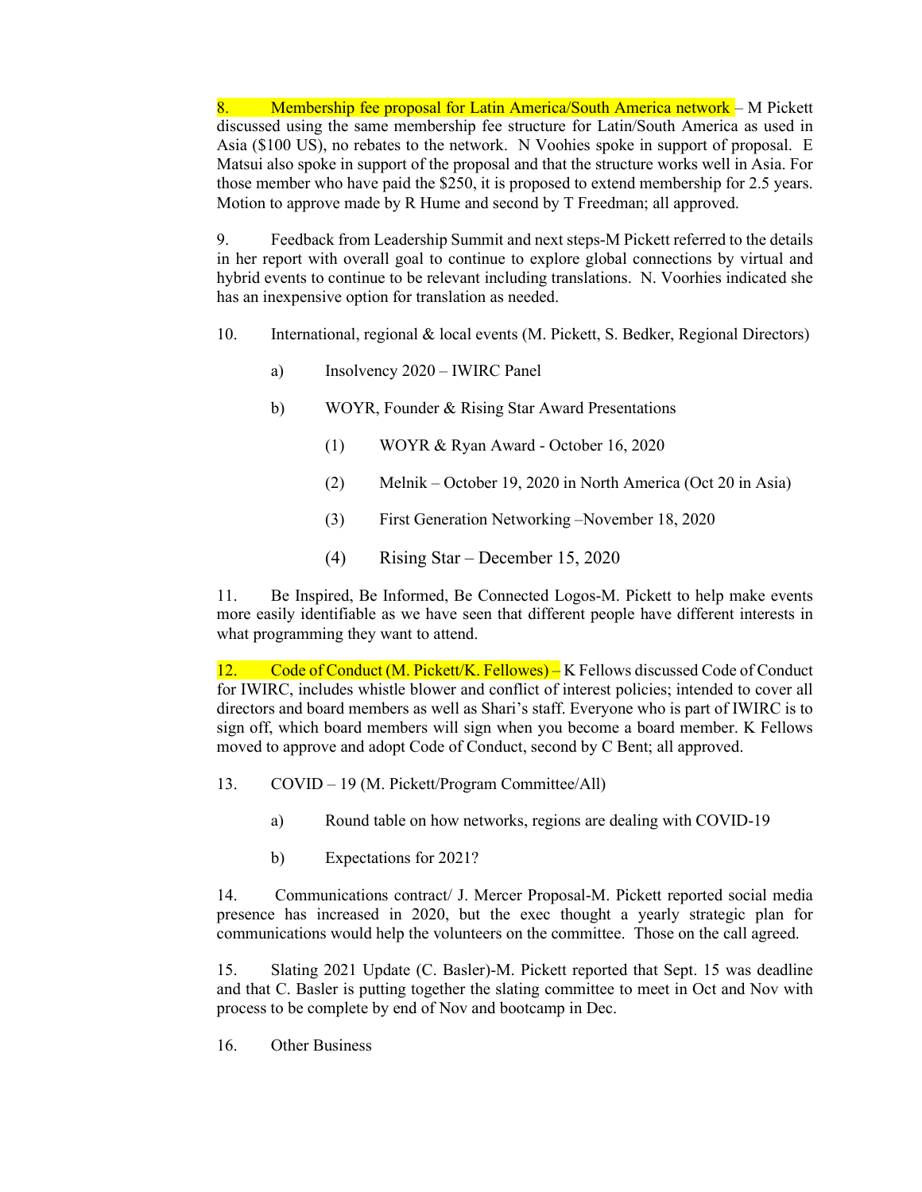8. Membership fee proposal for Latin America/South America network – M Pickett discussed using the same membership fee structure for Latin/South America as used in Asia ($100 US), no rebates to the network. N Voohies spoke in support of proposal. E Matsui also spoke in support of the proposal and that the structure works well in Asia. For those member who have paid the $250, it is proposed to extend membership for 2.5 years. Motion to approve made by R Hume and second by T Freedman; all approved.

9. Feedback from Leadership Summit and next steps-M Pickett referred to the details in her report with overall goal to continue to explore global connections by virtual and hybrid events to continue to be relevant including translations. N. Voorhies indicated she has an inexpensive option for translation as needed.

10. International, regional & local events (M. Pickett, S. Bedker, Regional Directors)

  a) Insolvency 2020 – IWIRC Panel

  b) WOYR, Founder & Rising Star Award Presentations

    (1) WOYR & Ryan Award - October 16, 2020

    (2) Melnik – October 19, 2020 in North America (Oct 20 in Asia)

    (3) First Generation Networking –November 18, 2020

    (4) Rising Star – December 15, 2020

11. Be Inspired, Be Informed, Be Connected Logos-M. Pickett to help make events more easily identifiable as we have seen that different people have different interests in what programming they want to attend.

12. Code of Conduct (M. Pickett/K. Fellowes) – K Fellows discussed Code of Conduct for IWIRC, includes whistle blower and conflict of interest policies; intended to cover all directors and board members as well as Shari's staff. Everyone who is part of IWIRC is to sign off, which board members will sign when you become a board member. K Fellows moved to approve and adopt Code of Conduct, second by C Bent; all approved.

13. COVID – 19 (M. Pickett/Program Committee/All)

  a) Round table on how networks, regions are dealing with COVID-19

  b) Expectations for 2021?

14. Communications contract/ J. Mercer Proposal-M. Pickett reported social media presence has increased in 2020, but the exec thought a yearly strategic plan for communications would help the volunteers on the committee. Those on the call agreed.

15. Slating 2021 Update (C. Basler)-M. Pickett reported that Sept. 15 was deadline and that C. Basler is putting together the slating committee to meet in Oct and Nov with process to be complete by end of Nov and bootcamp in Dec.

16. Other Business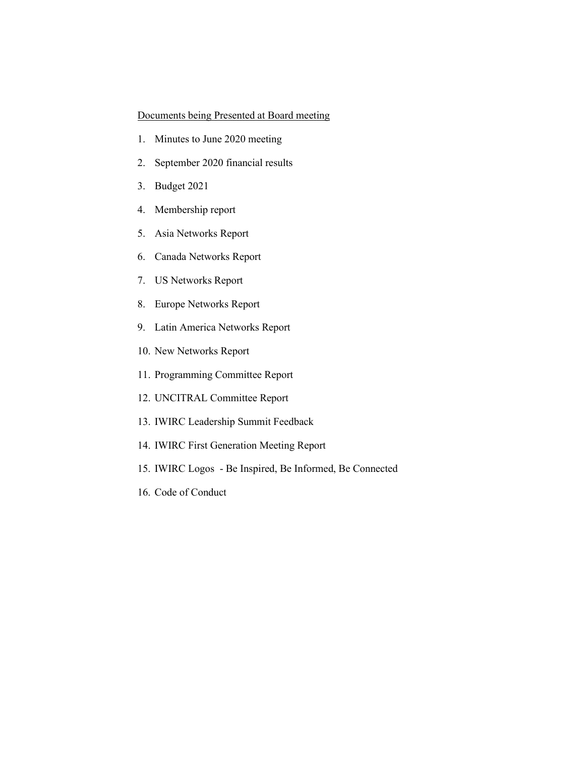Documents being Presented at Board meeting

1. Minutes to June 2020 meeting
2. September 2020 financial results
3. Budget 2021
4. Membership report
5. Asia Networks Report
6. Canada Networks Report
7. US Networks Report
8. Europe Networks Report
9. Latin America Networks Report
10. New Networks Report
11. Programming Committee Report
12. UNCITRAL Committee Report
13. IWIRC Leadership Summit Feedback
14. IWIRC First Generation Meeting Report
15. IWIRC Logos - Be Inspired, Be Informed, Be Connected
16. Code of Conduct